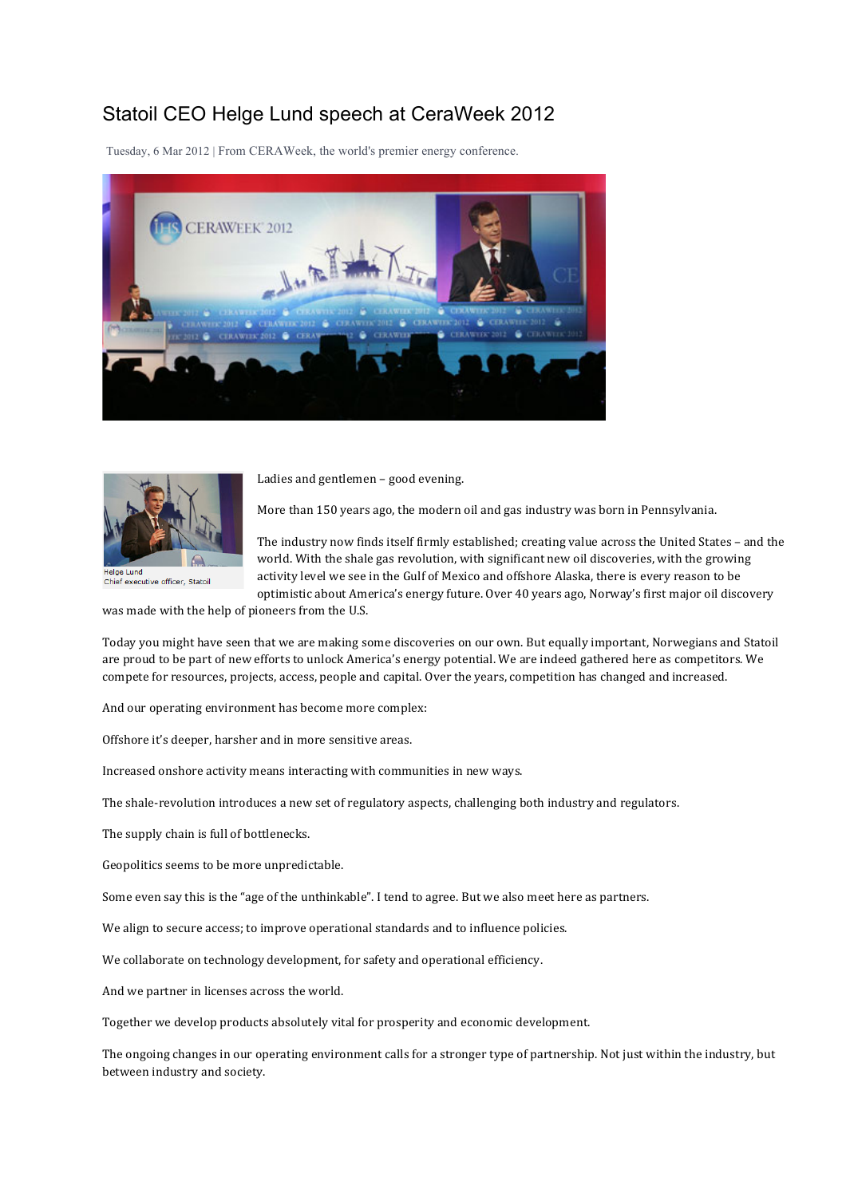# Statoil CEO Helge Lund speech at CeraWeek 2012

Tuesday, 6 Mar 2012 | From CERAWeek, the world's premier energy conference.

Helge Lund
Chief executive officer, Statoil

Ladies and gentlemen – good evening.

More than 150 years ago, the modern oil and gas industry was born in Pennsylvania.

The industry now finds itself firmly established; creating value across the United States – and the world. With the shale gas revolution, with significant new oil discoveries, with the growing activity level we see in the Gulf of Mexico and offshore Alaska, there is every reason to be optimistic about America's energy future. Over 40 years ago, Norway's first major oil discovery was made with the help of pioneers from the U.S.

Today you might have seen that we are making some discoveries on our own. But equally important, Norwegians and Statoil are proud to be part of new efforts to unlock America's energy potential. We are indeed gathered here as competitors. We compete for resources, projects, access, people and capital. Over the years, competition has changed and increased.

And our operating environment has become more complex:

Offshore it's deeper, harsher and in more sensitive areas.

Increased onshore activity means interacting with communities in new ways.

The shale-revolution introduces a new set of regulatory aspects, challenging both industry and regulators.

The supply chain is full of bottlenecks.

Geopolitics seems to be more unpredictable.

Some even say this is the "age of the unthinkable". I tend to agree. But we also meet here as partners.

We align to secure access; to improve operational standards and to influence policies.

We collaborate on technology development, for safety and operational efficiency.

And we partner in licenses across the world.

Together we develop products absolutely vital for prosperity and economic development.

The ongoing changes in our operating environment calls for a stronger type of partnership. Not just within the industry, but between industry and society.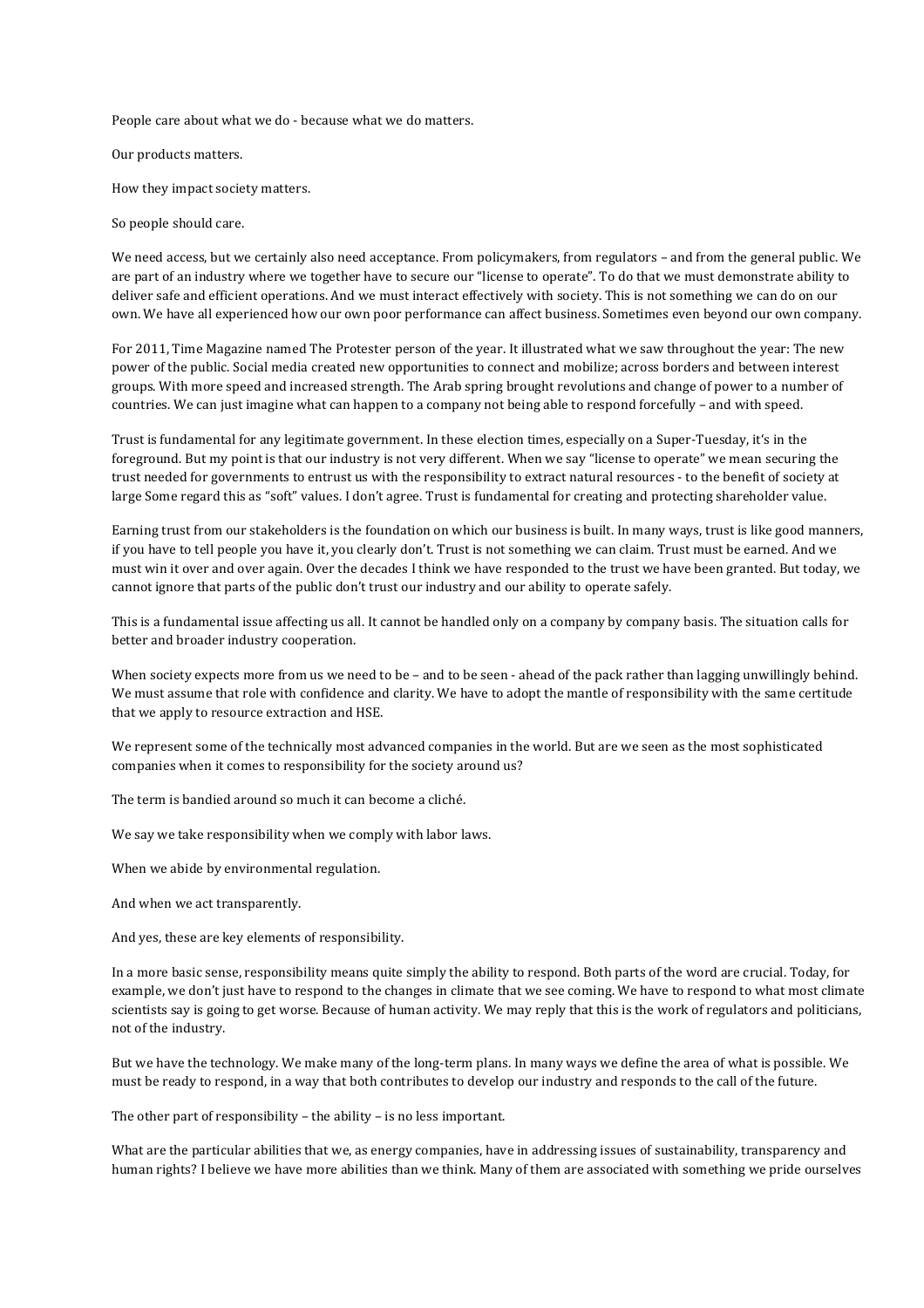People care about what we do - because what we do matters.

Our products matters.

How they impact society matters.

So people should care.

We need access, but we certainly also need acceptance. From policymakers, from regulators – and from the general public. We are part of an industry where we together have to secure our "license to operate". To do that we must demonstrate ability to deliver safe and efficient operations. And we must interact effectively with society. This is not something we can do on our own. We have all experienced how our own poor performance can affect business. Sometimes even beyond our own company.

For 2011, Time Magazine named The Protester person of the year. It illustrated what we saw throughout the year: The new power of the public. Social media created new opportunities to connect and mobilize; across borders and between interest groups. With more speed and increased strength. The Arab spring brought revolutions and change of power to a number of countries. We can just imagine what can happen to a company not being able to respond forcefully – and with speed.

Trust is fundamental for any legitimate government. In these election times, especially on a Super-Tuesday, it's in the foreground. But my point is that our industry is not very different. When we say "license to operate" we mean securing the trust needed for governments to entrust us with the responsibility to extract natural resources - to the benefit of society at large Some regard this as "soft" values. I don't agree. Trust is fundamental for creating and protecting shareholder value.

Earning trust from our stakeholders is the foundation on which our business is built. In many ways, trust is like good manners, if you have to tell people you have it, you clearly don't. Trust is not something we can claim. Trust must be earned. And we must win it over and over again. Over the decades I think we have responded to the trust we have been granted. But today, we cannot ignore that parts of the public don't trust our industry and our ability to operate safely.

This is a fundamental issue affecting us all. It cannot be handled only on a company by company basis. The situation calls for better and broader industry cooperation.

When society expects more from us we need to be – and to be seen - ahead of the pack rather than lagging unwillingly behind. We must assume that role with confidence and clarity. We have to adopt the mantle of responsibility with the same certitude that we apply to resource extraction and HSE.

We represent some of the technically most advanced companies in the world. But are we seen as the most sophisticated companies when it comes to responsibility for the society around us?

The term is bandied around so much it can become a cliché.

We say we take responsibility when we comply with labor laws.

When we abide by environmental regulation.

And when we act transparently.

And yes, these are key elements of responsibility.

In a more basic sense, responsibility means quite simply the ability to respond. Both parts of the word are crucial. Today, for example, we don't just have to respond to the changes in climate that we see coming. We have to respond to what most climate scientists say is going to get worse. Because of human activity. We may reply that this is the work of regulators and politicians, not of the industry.

But we have the technology. We make many of the long-term plans. In many ways we define the area of what is possible. We must be ready to respond, in a way that both contributes to develop our industry and responds to the call of the future.

The other part of responsibility – the ability – is no less important.

What are the particular abilities that we, as energy companies, have in addressing issues of sustainability, transparency and human rights? I believe we have more abilities than we think. Many of them are associated with something we pride ourselves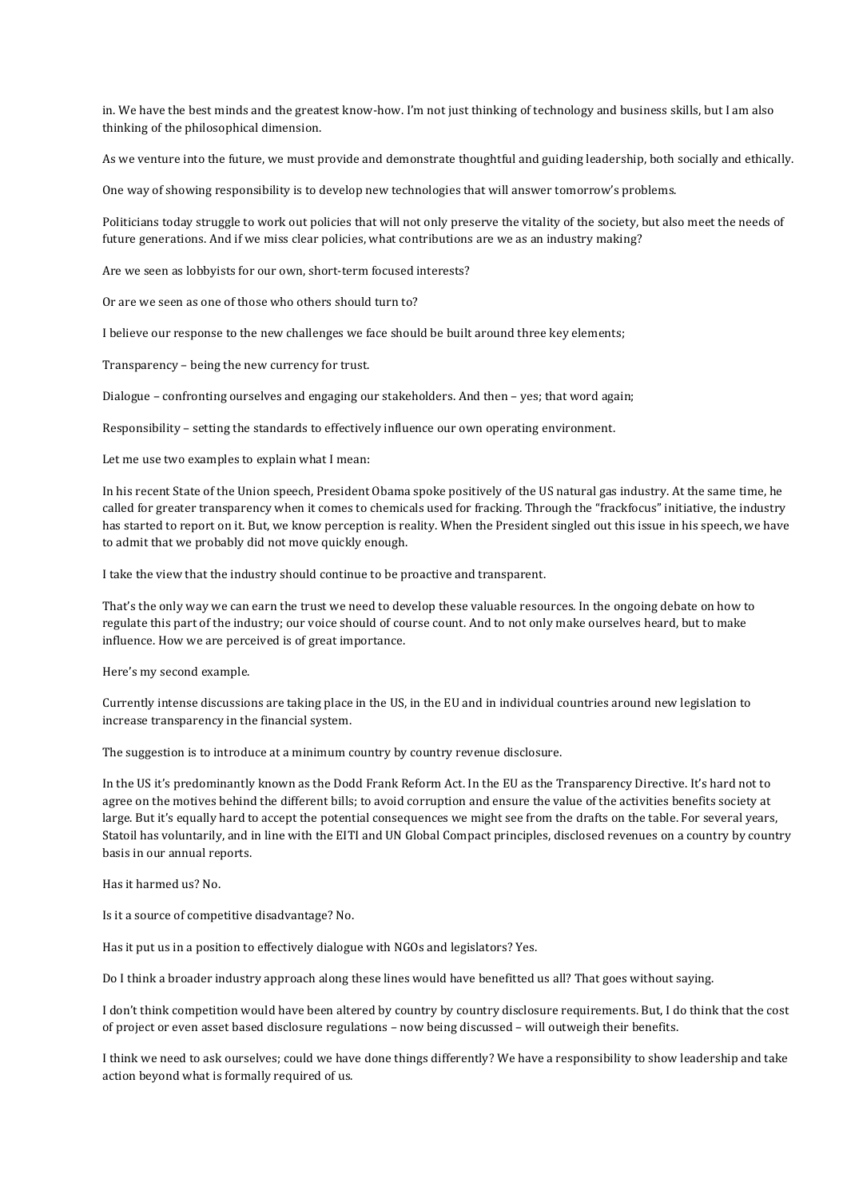in. We have the best minds and the greatest know-how. I'm not just thinking of technology and business skills, but I am also thinking of the philosophical dimension.

As we venture into the future, we must provide and demonstrate thoughtful and guiding leadership, both socially and ethically.

One way of showing responsibility is to develop new technologies that will answer tomorrow's problems.

Politicians today struggle to work out policies that will not only preserve the vitality of the society, but also meet the needs of future generations. And if we miss clear policies, what contributions are we as an industry making?

Are we seen as lobbyists for our own, short-term focused interests?

Or are we seen as one of those who others should turn to?

I believe our response to the new challenges we face should be built around three key elements;

Transparency – being the new currency for trust.

Dialogue – confronting ourselves and engaging our stakeholders. And then – yes; that word again;

Responsibility – setting the standards to effectively influence our own operating environment.

Let me use two examples to explain what I mean:

In his recent State of the Union speech, President Obama spoke positively of the US natural gas industry. At the same time, he called for greater transparency when it comes to chemicals used for fracking. Through the "frackfocus" initiative, the industry has started to report on it. But, we know perception is reality. When the President singled out this issue in his speech, we have to admit that we probably did not move quickly enough.

I take the view that the industry should continue to be proactive and transparent.

That's the only way we can earn the trust we need to develop these valuable resources. In the ongoing debate on how to regulate this part of the industry; our voice should of course count. And to not only make ourselves heard, but to make influence. How we are perceived is of great importance.

Here's my second example.

Currently intense discussions are taking place in the US, in the EU and in individual countries around new legislation to increase transparency in the financial system.

The suggestion is to introduce at a minimum country by country revenue disclosure.

In the US it's predominantly known as the Dodd Frank Reform Act. In the EU as the Transparency Directive. It's hard not to agree on the motives behind the different bills; to avoid corruption and ensure the value of the activities benefits society at large. But it's equally hard to accept the potential consequences we might see from the drafts on the table. For several years, Statoil has voluntarily, and in line with the EITI and UN Global Compact principles, disclosed revenues on a country by country basis in our annual reports.

Has it harmed us? No.

Is it a source of competitive disadvantage? No.

Has it put us in a position to effectively dialogue with NGOs and legislators? Yes.

Do I think a broader industry approach along these lines would have benefitted us all? That goes without saying.

I don't think competition would have been altered by country by country disclosure requirements. But, I do think that the cost of project or even asset based disclosure regulations – now being discussed – will outweigh their benefits.

I think we need to ask ourselves; could we have done things differently? We have a responsibility to show leadership and take action beyond what is formally required of us.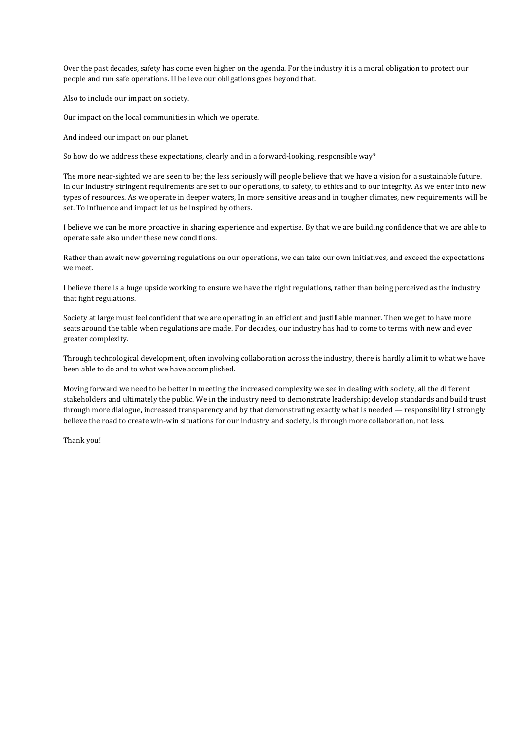Over the past decades, safety has come even higher on the agenda. For the industry it is a moral obligation to protect our people and run safe operations. II believe our obligations goes beyond that.

Also to include our impact on society.

Our impact on the local communities in which we operate.

And indeed our impact on our planet.

So how do we address these expectations, clearly and in a forward-looking, responsible way?

The more near-sighted we are seen to be; the less seriously will people believe that we have a vision for a sustainable future. In our industry stringent requirements are set to our operations, to safety, to ethics and to our integrity. As we enter into new types of resources. As we operate in deeper waters, In more sensitive areas and in tougher climates, new requirements will be set. To influence and impact let us be inspired by others.

I believe we can be more proactive in sharing experience and expertise. By that we are building confidence that we are able to operate safe also under these new conditions.

Rather than await new governing regulations on our operations, we can take our own initiatives, and exceed the expectations we meet.

I believe there is a huge upside working to ensure we have the right regulations, rather than being perceived as the industry that fight regulations.

Society at large must feel confident that we are operating in an efficient and justifiable manner. Then we get to have more seats around the table when regulations are made. For decades, our industry has had to come to terms with new and ever greater complexity.

Through technological development, often involving collaboration across the industry, there is hardly a limit to what we have been able to do and to what we have accomplished.

Moving forward we need to be better in meeting the increased complexity we see in dealing with society, all the different stakeholders and ultimately the public. We in the industry need to demonstrate leadership; develop standards and build trust through more dialogue, increased transparency and by that demonstrating exactly what is needed — responsibility I strongly believe the road to create win-win situations for our industry and society, is through more collaboration, not less.

Thank you!